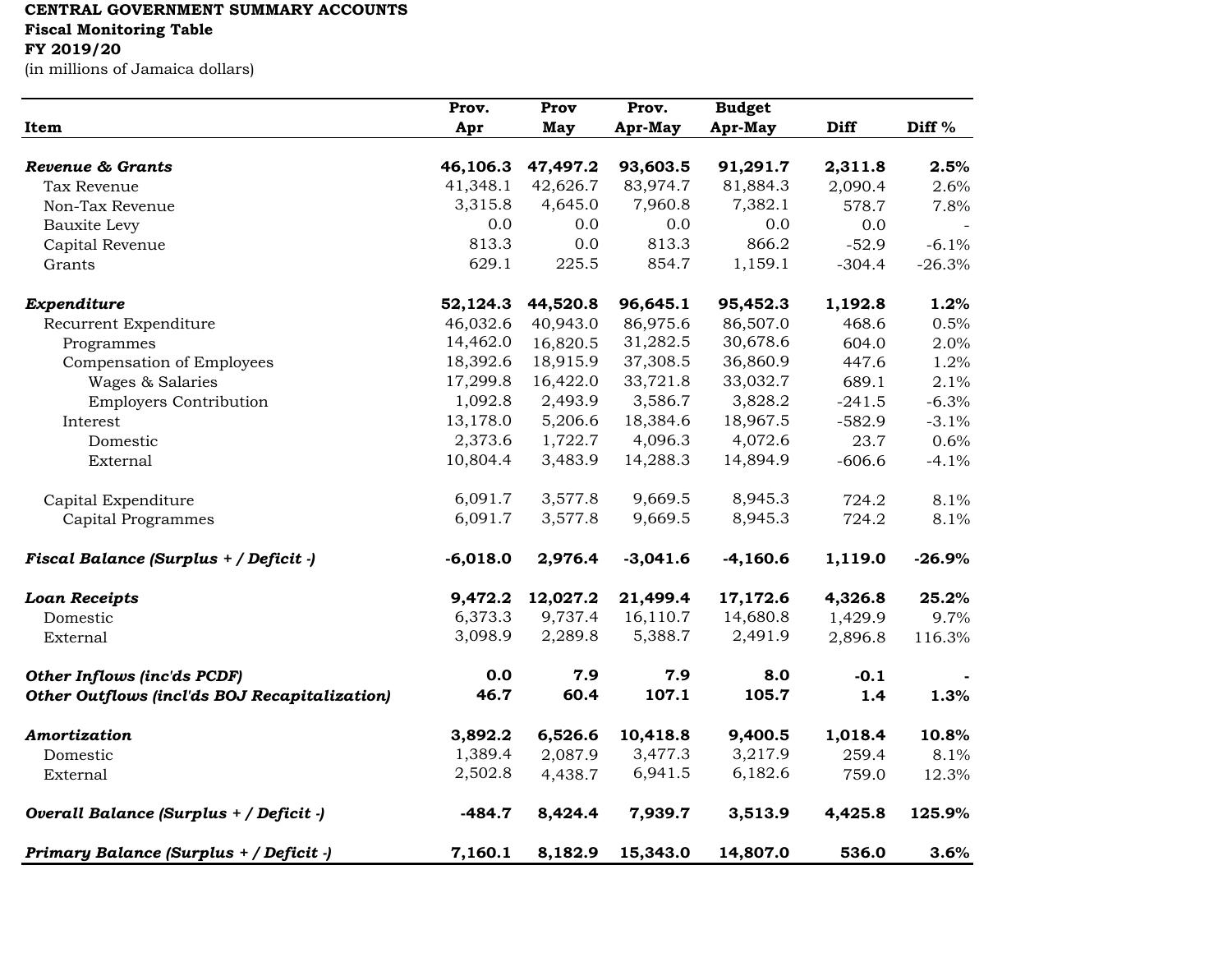**CENTRAL GOVERNMENT SUMMARY ACCOUNTS**
**Fiscal Monitoring Table**
**FY 2019/20**
(in millions of Jamaica dollars)

| Item | Prov. Apr | Prov May | Prov. Apr-May | Budget Apr-May | Diff | Diff % |
|---|---|---|---|---|---|---|
| ***Revenue & Grants*** | **46,106.3** | **47,497.2** | **93,603.5** | **91,291.7** | **2,311.8** | **2.5%** |
| Tax Revenue | 41,348.1 | 42,626.7 | 83,974.7 | 81,884.3 | 2,090.4 | 2.6% |
| Non-Tax Revenue | 3,315.8 | 4,645.0 | 7,960.8 | 7,382.1 | 578.7 | 7.8% |
| Bauxite Levy | 0.0 | 0.0 | 0.0 | 0.0 | 0.0 | - |
| Capital Revenue | 813.3 | 0.0 | 813.3 | 866.2 | -52.9 | -6.1% |
| Grants | 629.1 | 225.5 | 854.7 | 1,159.1 | -304.4 | -26.3% |
| ***Expenditure*** | **52,124.3** | **44,520.8** | **96,645.1** | **95,452.3** | **1,192.8** | **1.2%** |
| Recurrent Expenditure | 46,032.6 | 40,943.0 | 86,975.6 | 86,507.0 | 468.6 | 0.5% |
| Programmes | 14,462.0 | 16,820.5 | 31,282.5 | 30,678.6 | 604.0 | 2.0% |
| Compensation of Employees | 18,392.6 | 18,915.9 | 37,308.5 | 36,860.9 | 447.6 | 1.2% |
| Wages & Salaries | 17,299.8 | 16,422.0 | 33,721.8 | 33,032.7 | 689.1 | 2.1% |
| Employers Contribution | 1,092.8 | 2,493.9 | 3,586.7 | 3,828.2 | -241.5 | -6.3% |
| Interest | 13,178.0 | 5,206.6 | 18,384.6 | 18,967.5 | -582.9 | -3.1% |
| Domestic | 2,373.6 | 1,722.7 | 4,096.3 | 4,072.6 | 23.7 | 0.6% |
| External | 10,804.4 | 3,483.9 | 14,288.3 | 14,894.9 | -606.6 | -4.1% |
| Capital Expenditure | 6,091.7 | 3,577.8 | 9,669.5 | 8,945.3 | 724.2 | 8.1% |
| Capital Programmes | 6,091.7 | 3,577.8 | 9,669.5 | 8,945.3 | 724.2 | 8.1% |
| ***Fiscal Balance (Surplus + / Deficit -)*** | **-6,018.0** | **2,976.4** | **-3,041.6** | **-4,160.6** | **1,119.0** | **-26.9%** |
| ***Loan Receipts*** | **9,472.2** | **12,027.2** | **21,499.4** | **17,172.6** | **4,326.8** | **25.2%** |
| Domestic | 6,373.3 | 9,737.4 | 16,110.7 | 14,680.8 | 1,429.9 | 9.7% |
| External | 3,098.9 | 2,289.8 | 5,388.7 | 2,491.9 | 2,896.8 | 116.3% |
| ***Other Inflows (inc'ds PCDF)*** | **0.0** | **7.9** | **7.9** | **8.0** | **-0.1** | **-** |
| ***Other Outflows (incl'ds BOJ Recapitalization)*** | **46.7** | **60.4** | **107.1** | **105.7** | **1.4** | **1.3%** |
| ***Amortization*** | **3,892.2** | **6,526.6** | **10,418.8** | **9,400.5** | **1,018.4** | **10.8%** |
| Domestic | 1,389.4 | 2,087.9 | 3,477.3 | 3,217.9 | 259.4 | 8.1% |
| External | 2,502.8 | 4,438.7 | 6,941.5 | 6,182.6 | 759.0 | 12.3% |
| ***Overall Balance (Surplus + / Deficit -)*** | **-484.7** | **8,424.4** | **7,939.7** | **3,513.9** | **4,425.8** | **125.9%** |
| ***Primary Balance (Surplus + / Deficit -)*** | **7,160.1** | **8,182.9** | **15,343.0** | **14,807.0** | **536.0** | **3.6%** |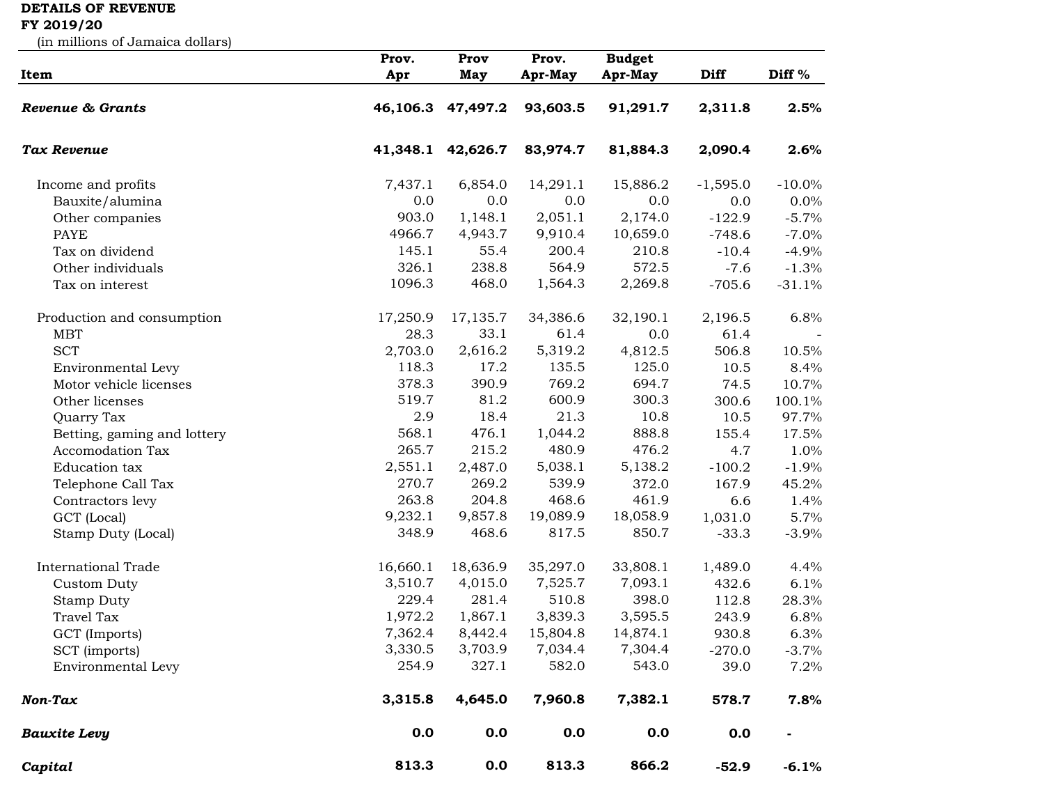**DETAILS OF REVENUE**
**FY 2019/20**
(in millions of Jamaica dollars)

| Item | Prov. Apr | Prov May | Prov. Apr-May | Budget Apr-May | Diff | Diff % |
|---|---|---|---|---|---|---|
| ***Revenue & Grants*** | **46,106.3** | **47,497.2** | **93,603.5** | **91,291.7** | **2,311.8** | **2.5%** |
| ***Tax Revenue*** | **41,348.1** | **42,626.7** | **83,974.7** | **81,884.3** | **2,090.4** | **2.6%** |
| Income and profits | 7,437.1 | 6,854.0 | 14,291.1 | 15,886.2 | -1,595.0 | -10.0% |
| Bauxite/alumina | 0.0 | 0.0 | 0.0 | 0.0 | 0.0 | 0.0% |
| Other companies | 903.0 | 1,148.1 | 2,051.1 | 2,174.0 | -122.9 | -5.7% |
| PAYE | 4966.7 | 4,943.7 | 9,910.4 | 10,659.0 | -748.6 | -7.0% |
| Tax on dividend | 145.1 | 55.4 | 200.4 | 210.8 | -10.4 | -4.9% |
| Other individuals | 326.1 | 238.8 | 564.9 | 572.5 | -7.6 | -1.3% |
| Tax on interest | 1096.3 | 468.0 | 1,564.3 | 2,269.8 | -705.6 | -31.1% |
| Production and consumption | 17,250.9 | 17,135.7 | 34,386.6 | 32,190.1 | 2,196.5 | 6.8% |
| MBT | 28.3 | 33.1 | 61.4 | 0.0 | 61.4 | - |
| SCT | 2,703.0 | 2,616.2 | 5,319.2 | 4,812.5 | 506.8 | 10.5% |
| Environmental Levy | 118.3 | 17.2 | 135.5 | 125.0 | 10.5 | 8.4% |
| Motor vehicle licenses | 378.3 | 390.9 | 769.2 | 694.7 | 74.5 | 10.7% |
| Other licenses | 519.7 | 81.2 | 600.9 | 300.3 | 300.6 | 100.1% |
| Quarry Tax | 2.9 | 18.4 | 21.3 | 10.8 | 10.5 | 97.7% |
| Betting, gaming and lottery | 568.1 | 476.1 | 1,044.2 | 888.8 | 155.4 | 17.5% |
| Accomodation Tax | 265.7 | 215.2 | 480.9 | 476.2 | 4.7 | 1.0% |
| Education tax | 2,551.1 | 2,487.0 | 5,038.1 | 5,138.2 | -100.2 | -1.9% |
| Telephone Call Tax | 270.7 | 269.2 | 539.9 | 372.0 | 167.9 | 45.2% |
| Contractors levy | 263.8 | 204.8 | 468.6 | 461.9 | 6.6 | 1.4% |
| GCT (Local) | 9,232.1 | 9,857.8 | 19,089.9 | 18,058.9 | 1,031.0 | 5.7% |
| Stamp Duty (Local) | 348.9 | 468.6 | 817.5 | 850.7 | -33.3 | -3.9% |
| International Trade | 16,660.1 | 18,636.9 | 35,297.0 | 33,808.1 | 1,489.0 | 4.4% |
| Custom Duty | 3,510.7 | 4,015.0 | 7,525.7 | 7,093.1 | 432.6 | 6.1% |
| Stamp Duty | 229.4 | 281.4 | 510.8 | 398.0 | 112.8 | 28.3% |
| Travel Tax | 1,972.2 | 1,867.1 | 3,839.3 | 3,595.5 | 243.9 | 6.8% |
| GCT (Imports) | 7,362.4 | 8,442.4 | 15,804.8 | 14,874.1 | 930.8 | 6.3% |
| SCT (imports) | 3,330.5 | 3,703.9 | 7,034.4 | 7,304.4 | -270.0 | -3.7% |
| Environmental Levy | 254.9 | 327.1 | 582.0 | 543.0 | 39.0 | 7.2% |
| ***Non-Tax*** | **3,315.8** | **4,645.0** | **7,960.8** | **7,382.1** | **578.7** | **7.8%** |
| ***Bauxite Levy*** | **0.0** | **0.0** | **0.0** | **0.0** | **0.0** | **-** |
| ***Capital*** | **813.3** | **0.0** | **813.3** | **866.2** | **-52.9** | **-6.1%** |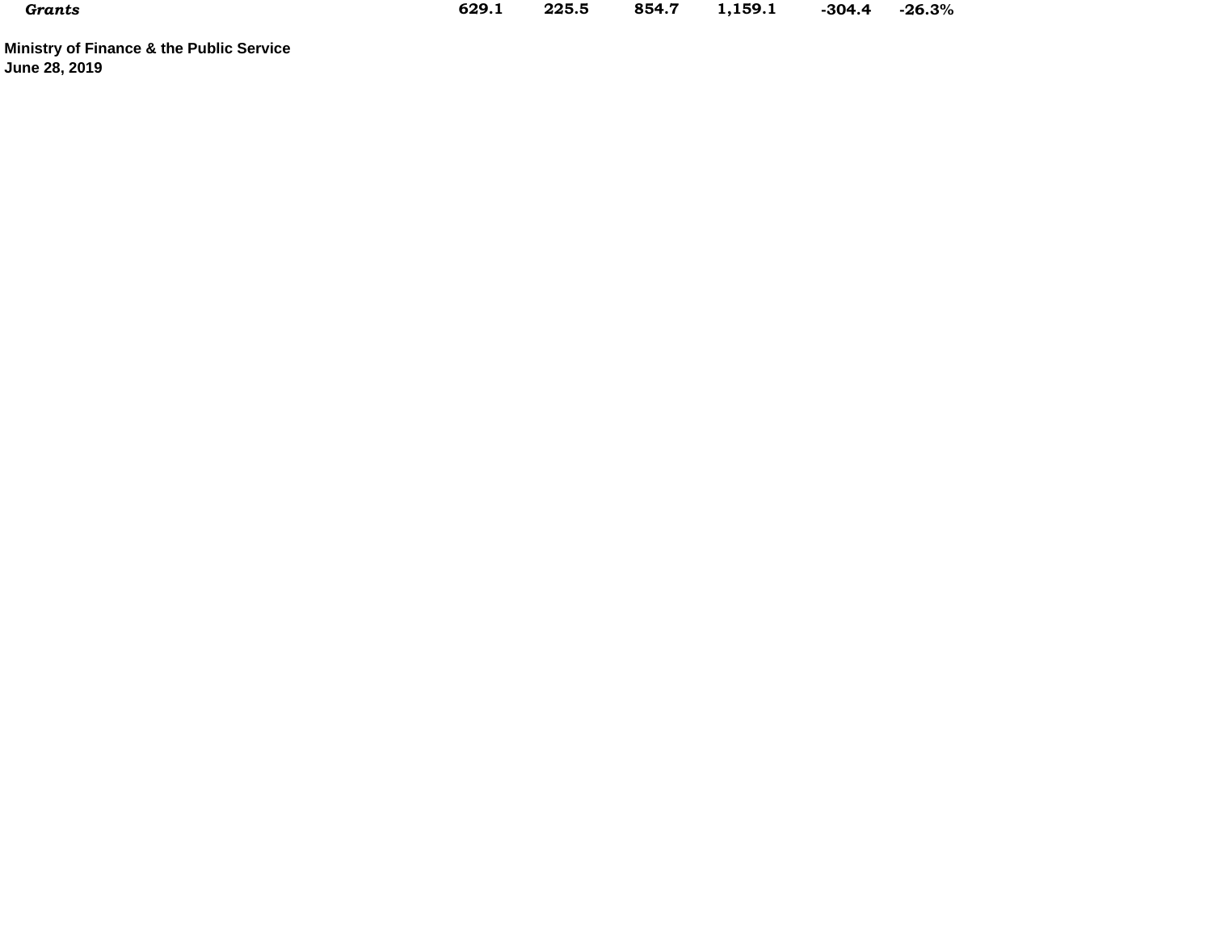| | | | | | | |
|---|---|---|---|---|---|---|
| ***Grants*** | 629.1 | 225.5 | 854.7 | 1,159.1 | -304.4 | -26.3% |

**Ministry of Finance & the Public Service**
**June 28, 2019**